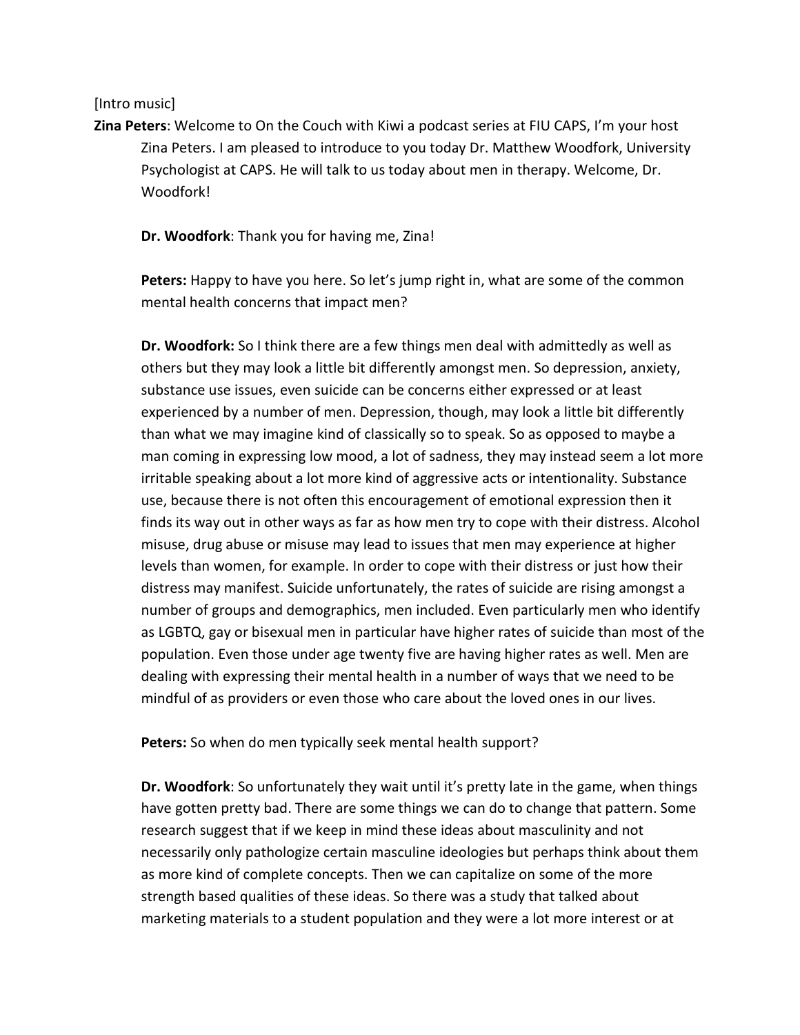[Intro music]

**Zina Peters**: Welcome to On the Couch with Kiwi a podcast series at FIU CAPS, I'm your host Zina Peters. I am pleased to introduce to you today Dr. Matthew Woodfork, University Psychologist at CAPS. He will talk to us today about men in therapy. Welcome, Dr. Woodfork!

**Dr. Woodfork**: Thank you for having me, Zina!

**Peters:** Happy to have you here. So let's jump right in, what are some of the common mental health concerns that impact men?

**Dr. Woodfork:** So I think there are a few things men deal with admittedly as well as others but they may look a little bit differently amongst men. So depression, anxiety, substance use issues, even suicide can be concerns either expressed or at least experienced by a number of men. Depression, though, may look a little bit differently than what we may imagine kind of classically so to speak. So as opposed to maybe a man coming in expressing low mood, a lot of sadness, they may instead seem a lot more irritable speaking about a lot more kind of aggressive acts or intentionality. Substance use, because there is not often this encouragement of emotional expression then it finds its way out in other ways as far as how men try to cope with their distress. Alcohol misuse, drug abuse or misuse may lead to issues that men may experience at higher levels than women, for example. In order to cope with their distress or just how their distress may manifest. Suicide unfortunately, the rates of suicide are rising amongst a number of groups and demographics, men included. Even particularly men who identify as LGBTQ, gay or bisexual men in particular have higher rates of suicide than most of the population. Even those under age twenty five are having higher rates as well. Men are dealing with expressing their mental health in a number of ways that we need to be mindful of as providers or even those who care about the loved ones in our lives.

**Peters:** So when do men typically seek mental health support?

**Dr. Woodfork**: So unfortunately they wait until it's pretty late in the game, when things have gotten pretty bad. There are some things we can do to change that pattern. Some research suggest that if we keep in mind these ideas about masculinity and not necessarily only pathologize certain masculine ideologies but perhaps think about them as more kind of complete concepts. Then we can capitalize on some of the more strength based qualities of these ideas. So there was a study that talked about marketing materials to a student population and they were a lot more interest or at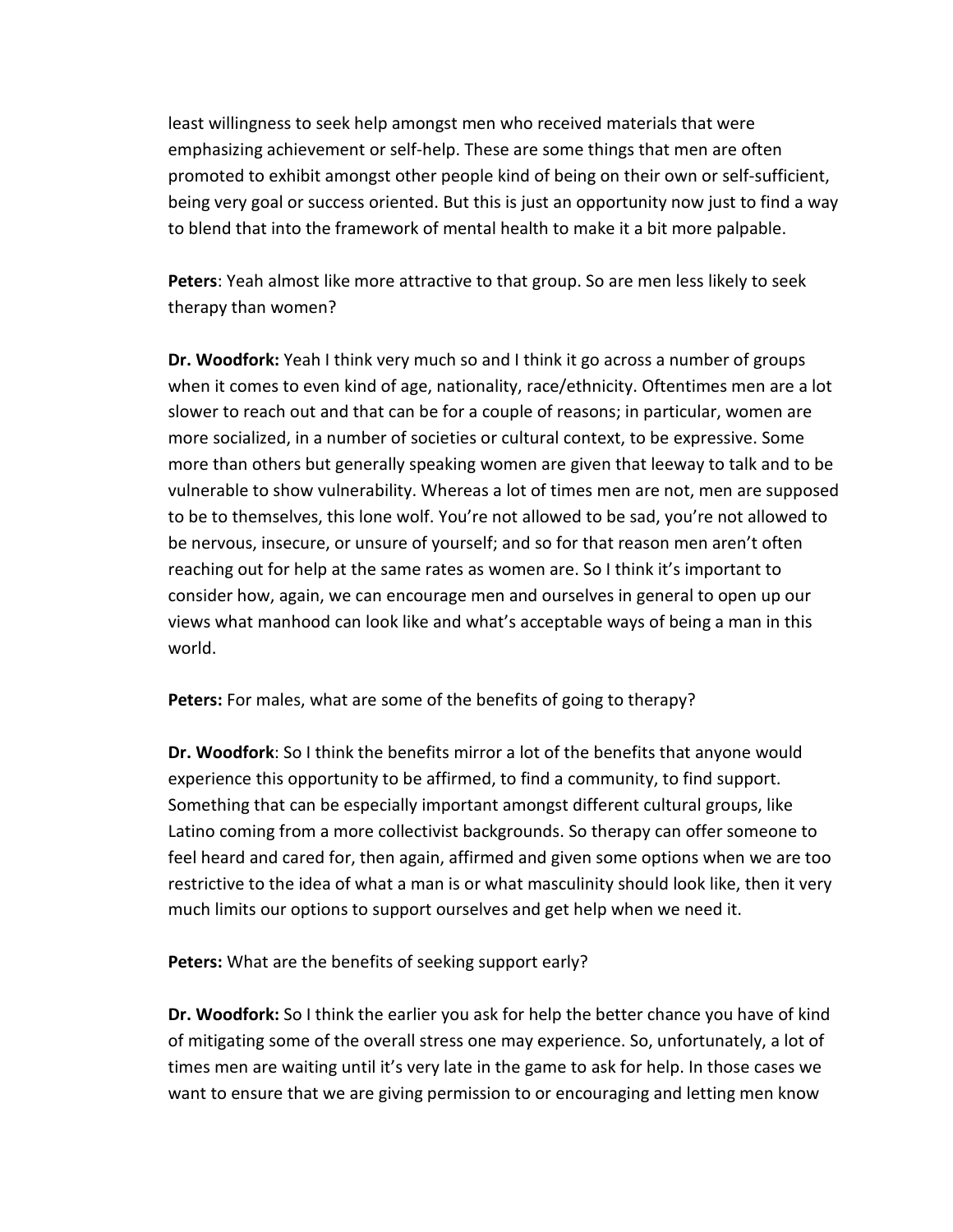least willingness to seek help amongst men who received materials that were emphasizing achievement or self-help. These are some things that men are often promoted to exhibit amongst other people kind of being on their own or self-sufficient, being very goal or success oriented. But this is just an opportunity now just to find a way to blend that into the framework of mental health to make it a bit more palpable.

**Peters**: Yeah almost like more attractive to that group. So are men less likely to seek therapy than women?

**Dr. Woodfork:** Yeah I think very much so and I think it go across a number of groups when it comes to even kind of age, nationality, race/ethnicity. Oftentimes men are a lot slower to reach out and that can be for a couple of reasons; in particular, women are more socialized, in a number of societies or cultural context, to be expressive. Some more than others but generally speaking women are given that leeway to talk and to be vulnerable to show vulnerability. Whereas a lot of times men are not, men are supposed to be to themselves, this lone wolf. You're not allowed to be sad, you're not allowed to be nervous, insecure, or unsure of yourself; and so for that reason men aren't often reaching out for help at the same rates as women are. So I think it's important to consider how, again, we can encourage men and ourselves in general to open up our views what manhood can look like and what's acceptable ways of being a man in this world.

**Peters:** For males, what are some of the benefits of going to therapy?

**Dr. Woodfork**: So I think the benefits mirror a lot of the benefits that anyone would experience this opportunity to be affirmed, to find a community, to find support. Something that can be especially important amongst different cultural groups, like Latino coming from a more collectivist backgrounds. So therapy can offer someone to feel heard and cared for, then again, affirmed and given some options when we are too restrictive to the idea of what a man is or what masculinity should look like, then it very much limits our options to support ourselves and get help when we need it.

**Peters:** What are the benefits of seeking support early?

**Dr. Woodfork:** So I think the earlier you ask for help the better chance you have of kind of mitigating some of the overall stress one may experience. So, unfortunately, a lot of times men are waiting until it's very late in the game to ask for help. In those cases we want to ensure that we are giving permission to or encouraging and letting men know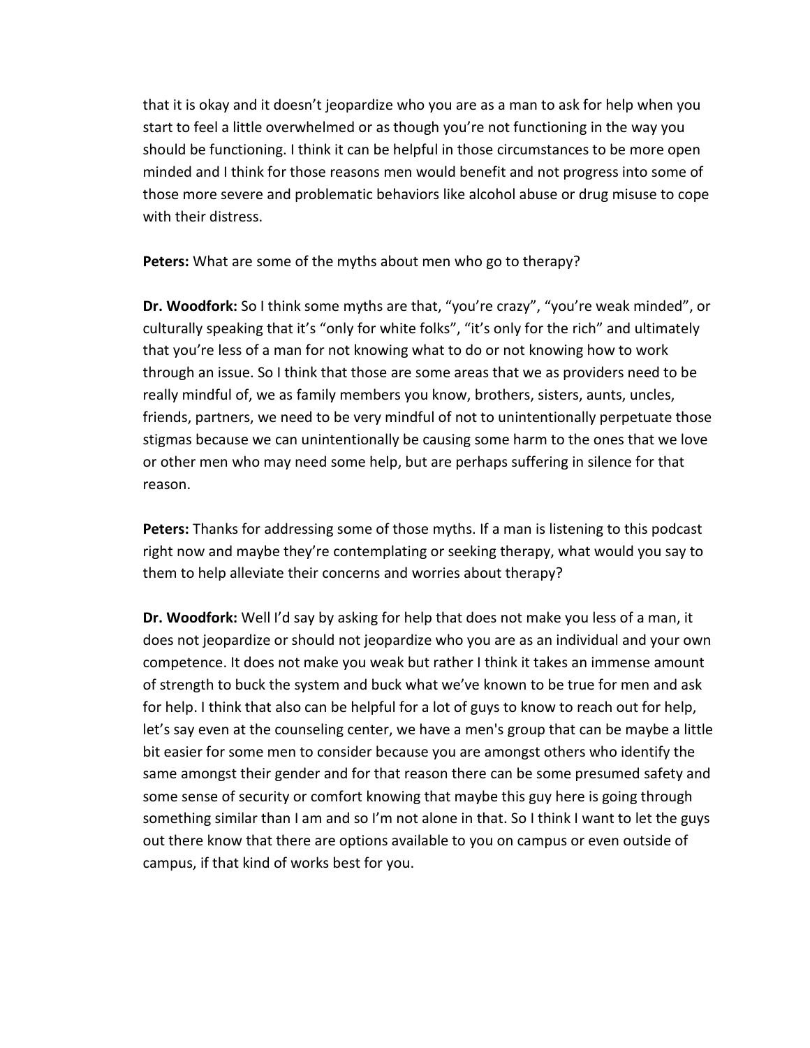that it is okay and it doesn't jeopardize who you are as a man to ask for help when you start to feel a little overwhelmed or as though you're not functioning in the way you should be functioning. I think it can be helpful in those circumstances to be more open minded and I think for those reasons men would benefit and not progress into some of those more severe and problematic behaviors like alcohol abuse or drug misuse to cope with their distress.

**Peters:** What are some of the myths about men who go to therapy?

**Dr. Woodfork:** So I think some myths are that, "you're crazy", "you're weak minded", or culturally speaking that it's "only for white folks", "it's only for the rich" and ultimately that you're less of a man for not knowing what to do or not knowing how to work through an issue. So I think that those are some areas that we as providers need to be really mindful of, we as family members you know, brothers, sisters, aunts, uncles, friends, partners, we need to be very mindful of not to unintentionally perpetuate those stigmas because we can unintentionally be causing some harm to the ones that we love or other men who may need some help, but are perhaps suffering in silence for that reason.

**Peters:** Thanks for addressing some of those myths. If a man is listening to this podcast right now and maybe they're contemplating or seeking therapy, what would you say to them to help alleviate their concerns and worries about therapy?

**Dr. Woodfork:** Well I'd say by asking for help that does not make you less of a man, it does not jeopardize or should not jeopardize who you are as an individual and your own competence. It does not make you weak but rather I think it takes an immense amount of strength to buck the system and buck what we've known to be true for men and ask for help. I think that also can be helpful for a lot of guys to know to reach out for help, let's say even at the counseling center, we have a men's group that can be maybe a little bit easier for some men to consider because you are amongst others who identify the same amongst their gender and for that reason there can be some presumed safety and some sense of security or comfort knowing that maybe this guy here is going through something similar than I am and so I'm not alone in that. So I think I want to let the guys out there know that there are options available to you on campus or even outside of campus, if that kind of works best for you.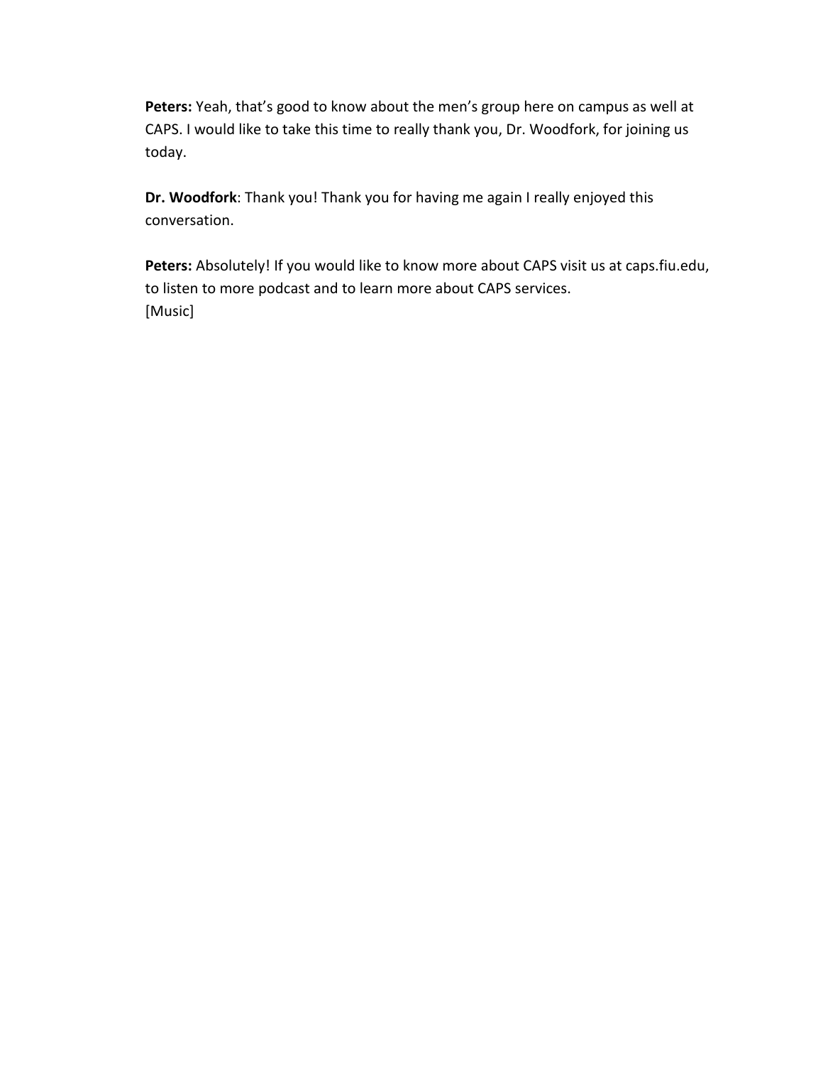**Peters:** Yeah, that's good to know about the men's group here on campus as well at CAPS. I would like to take this time to really thank you, Dr. Woodfork, for joining us today.

**Dr. Woodfork**: Thank you! Thank you for having me again I really enjoyed this conversation.

**Peters:** Absolutely! If you would like to know more about CAPS visit us at caps.fiu.edu, to listen to more podcast and to learn more about CAPS services.
[Music]